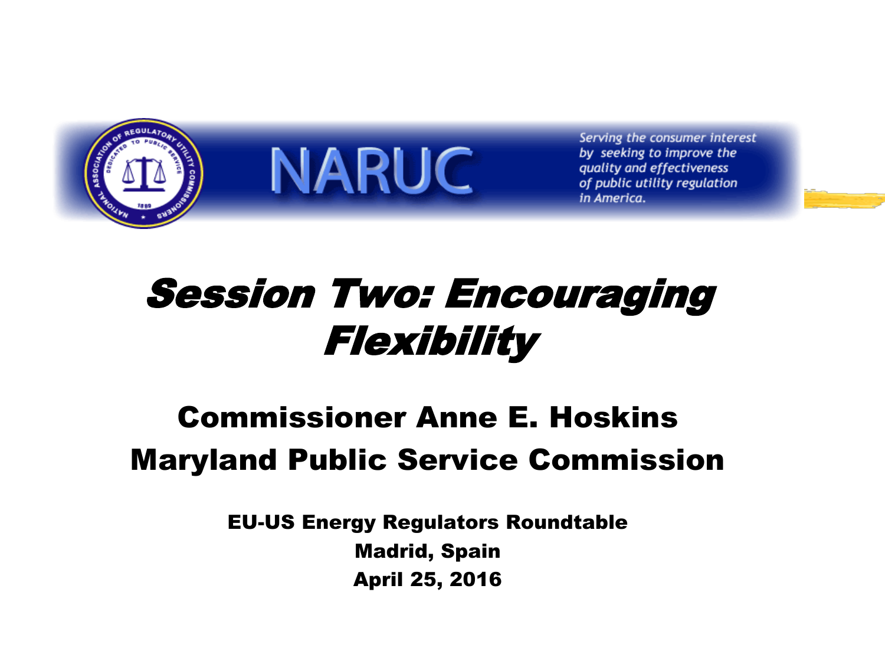NARUC

*Serving the consumer interest by seeking to improve the quality and effectiveness of public utility regulation in America.*

# *Session Two: Encouraging Flexibility*

## Commissioner Anne E. Hoskins
## Maryland Public Service Commission

**EU-US Energy Regulators Roundtable**
**Madrid, Spain**
**April 25, 2016**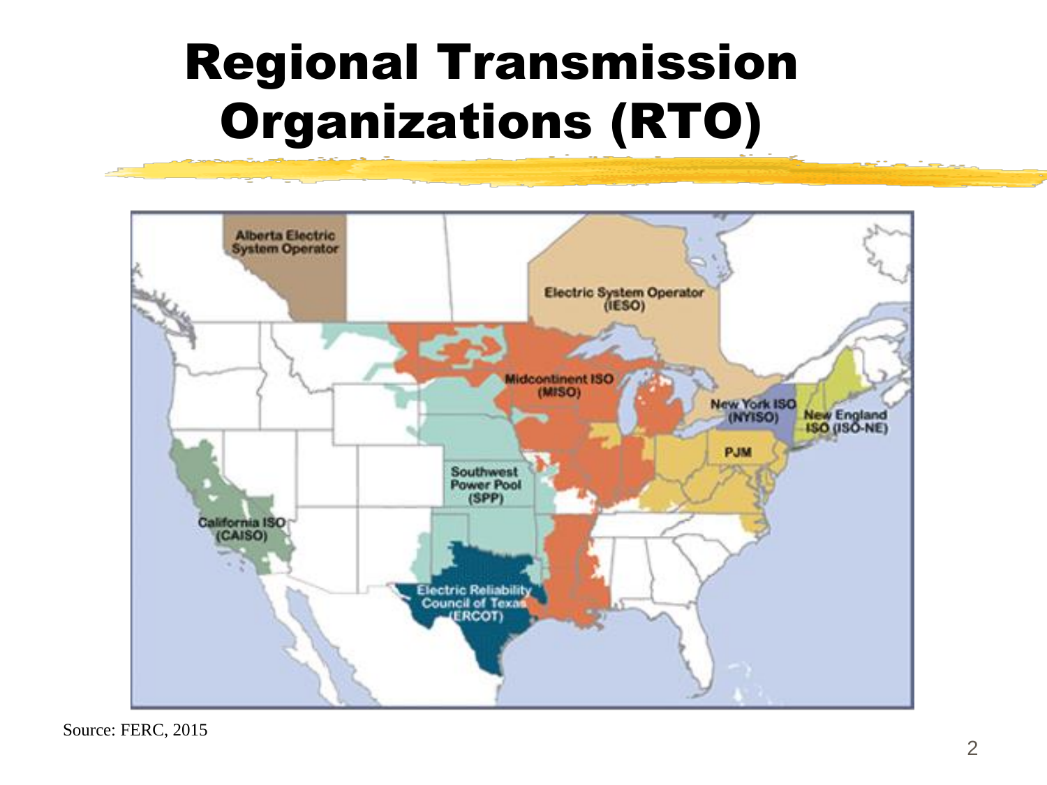# Regional Transmission Organizations (RTO)

Source: FERC, 2015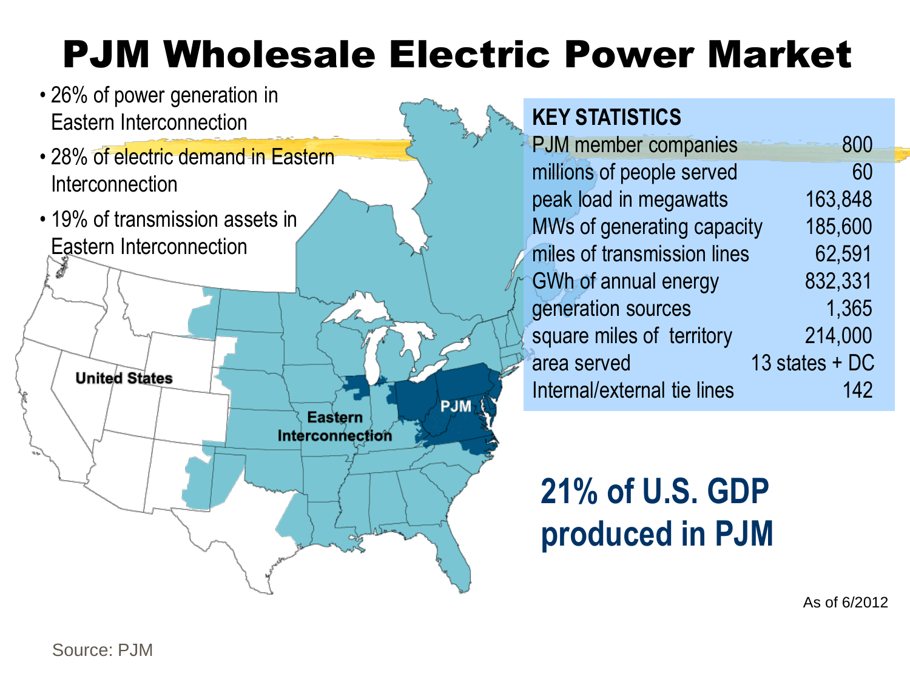# PJM Wholesale Electric Power Market

- 26% of power generation in Eastern Interconnection
- 28% of electric demand in Eastern Interconnection
- 19% of transmission assets in Eastern Interconnection

United States

Eastern Interconnection

PJM

| KEY STATISTICS | |
|---|---|
| PJM member companies | 800 |
| millions of people served | 60 |
| peak load in megawatts | 163,848 |
| MWs of generating capacity | 185,600 |
| miles of transmission lines | 62,591 |
| GWh of annual energy | 832,331 |
| generation sources | 1,365 |
| square miles of territory | 214,000 |
| area served | 13 states + DC |
| Internal/external tie lines | 142 |

**21% of U.S. GDP produced in PJM**

As of 6/2012

Source: PJM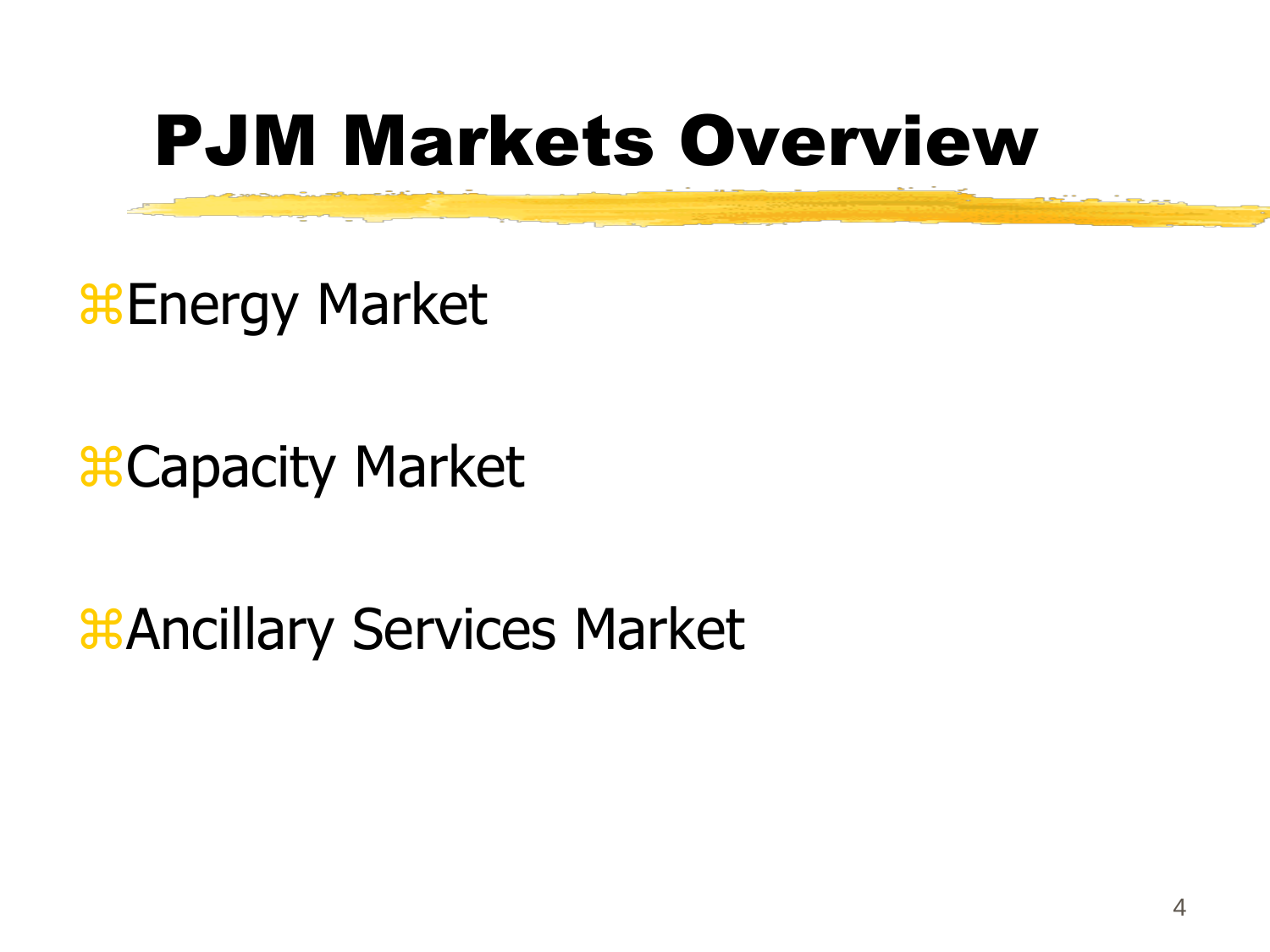# PJM Markets Overview

- Energy Market
- Capacity Market
- Ancillary Services Market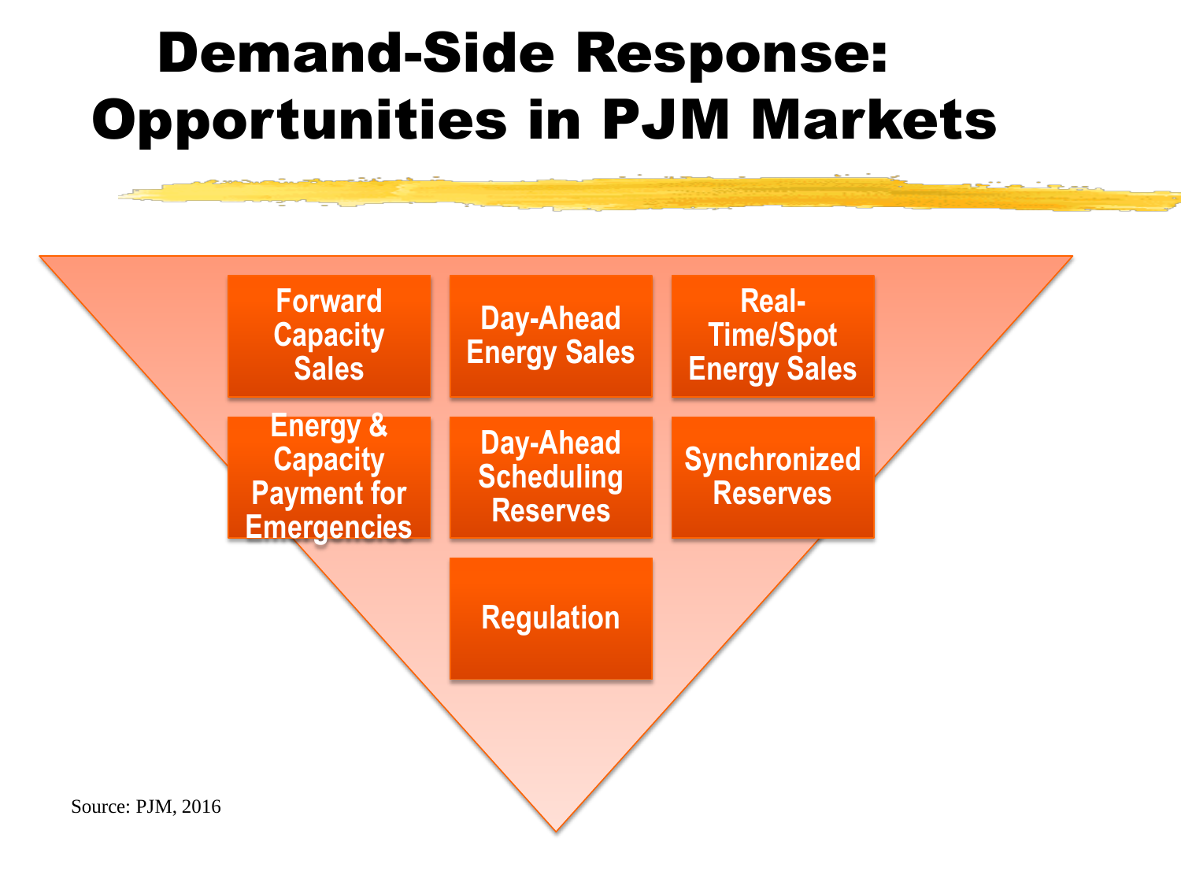# Demand-Side Response: Opportunities in PJM Markets

- Forward Capacity Sales
- Day-Ahead Energy Sales
- Real-Time/Spot Energy Sales
- Energy & Capacity Payment for Emergencies
- Day-Ahead Scheduling Reserves
- Synchronized Reserves
- Regulation

Source: PJM, 2016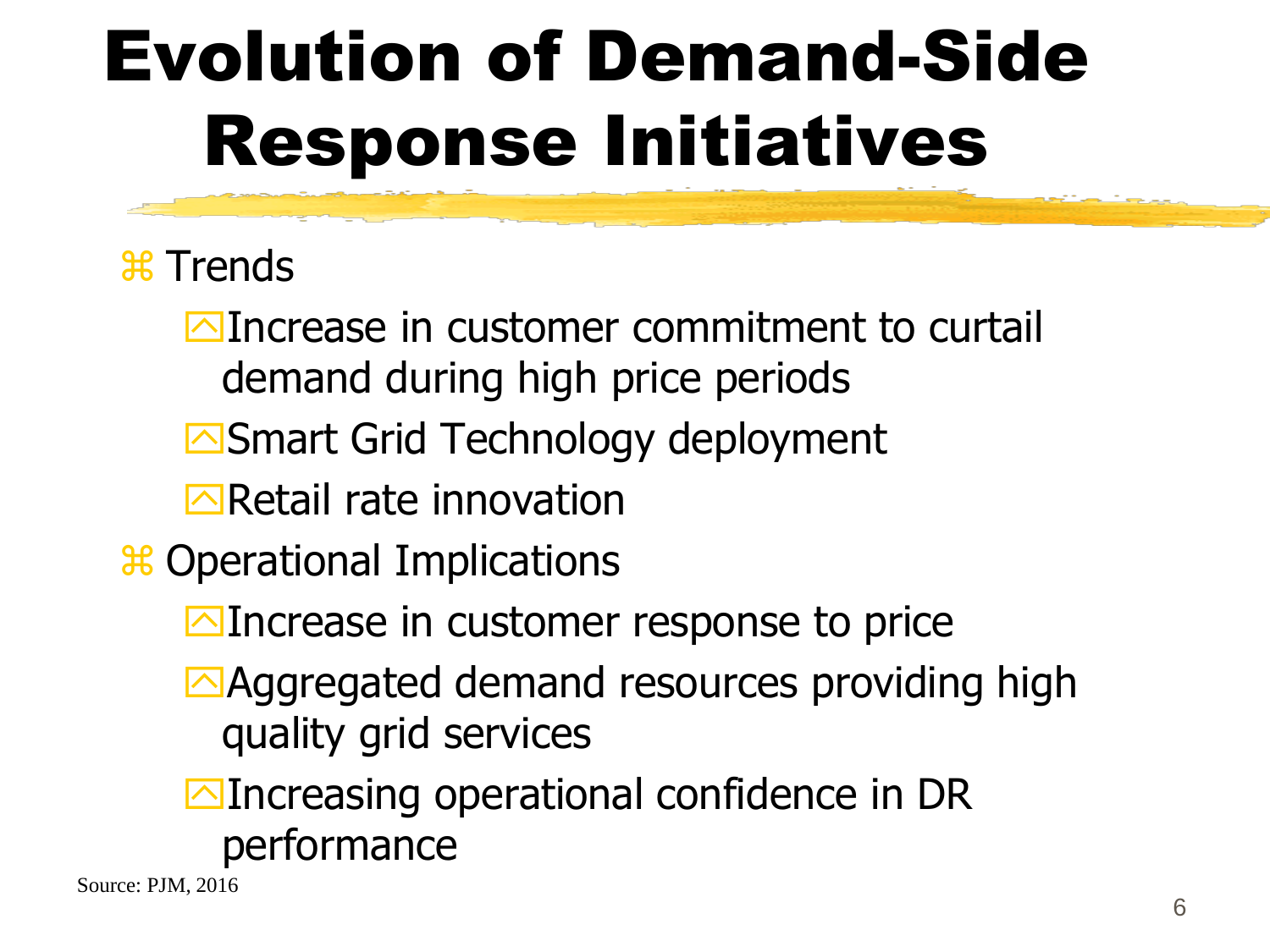# Evolution of Demand-Side Response Initiatives

- Trends
  - Increase in customer commitment to curtail demand during high price periods
  - Smart Grid Technology deployment
  - Retail rate innovation
- Operational Implications
  - Increase in customer response to price
  - Aggregated demand resources providing high quality grid services
  - Increasing operational confidence in DR performance

Source: PJM, 2016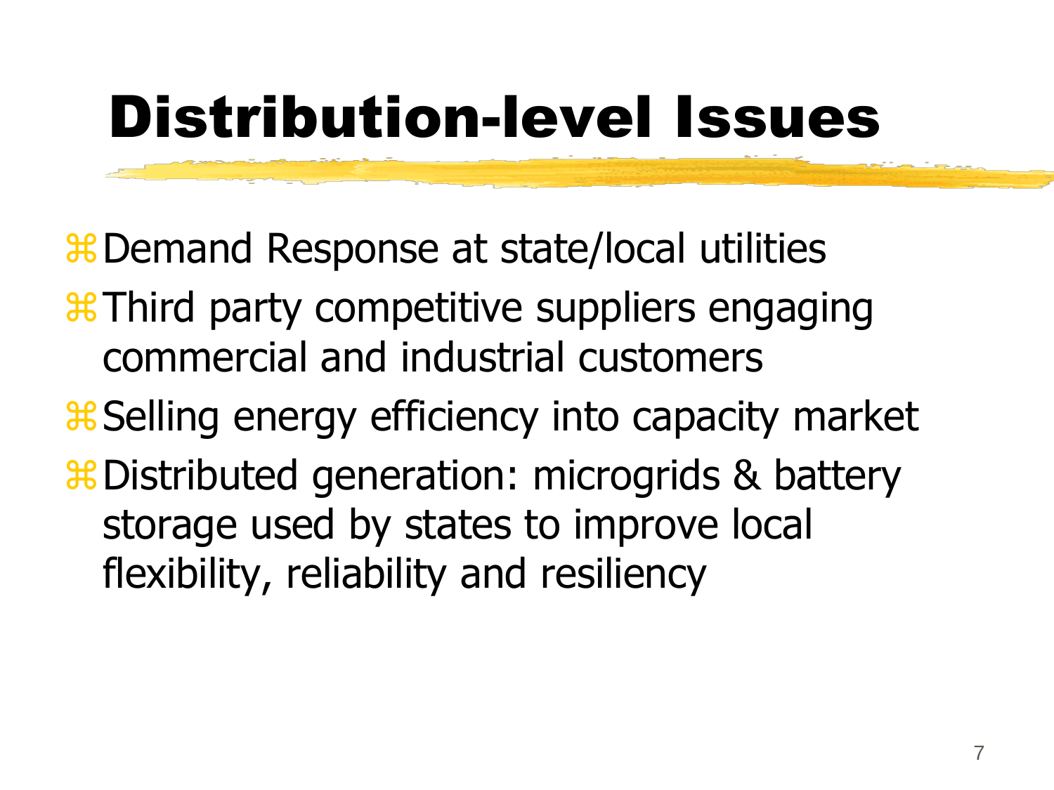# Distribution-level Issues

- Demand Response at state/local utilities
- Third party competitive suppliers engaging commercial and industrial customers
- Selling energy efficiency into capacity market
- Distributed generation: microgrids & battery storage used by states to improve local flexibility, reliability and resiliency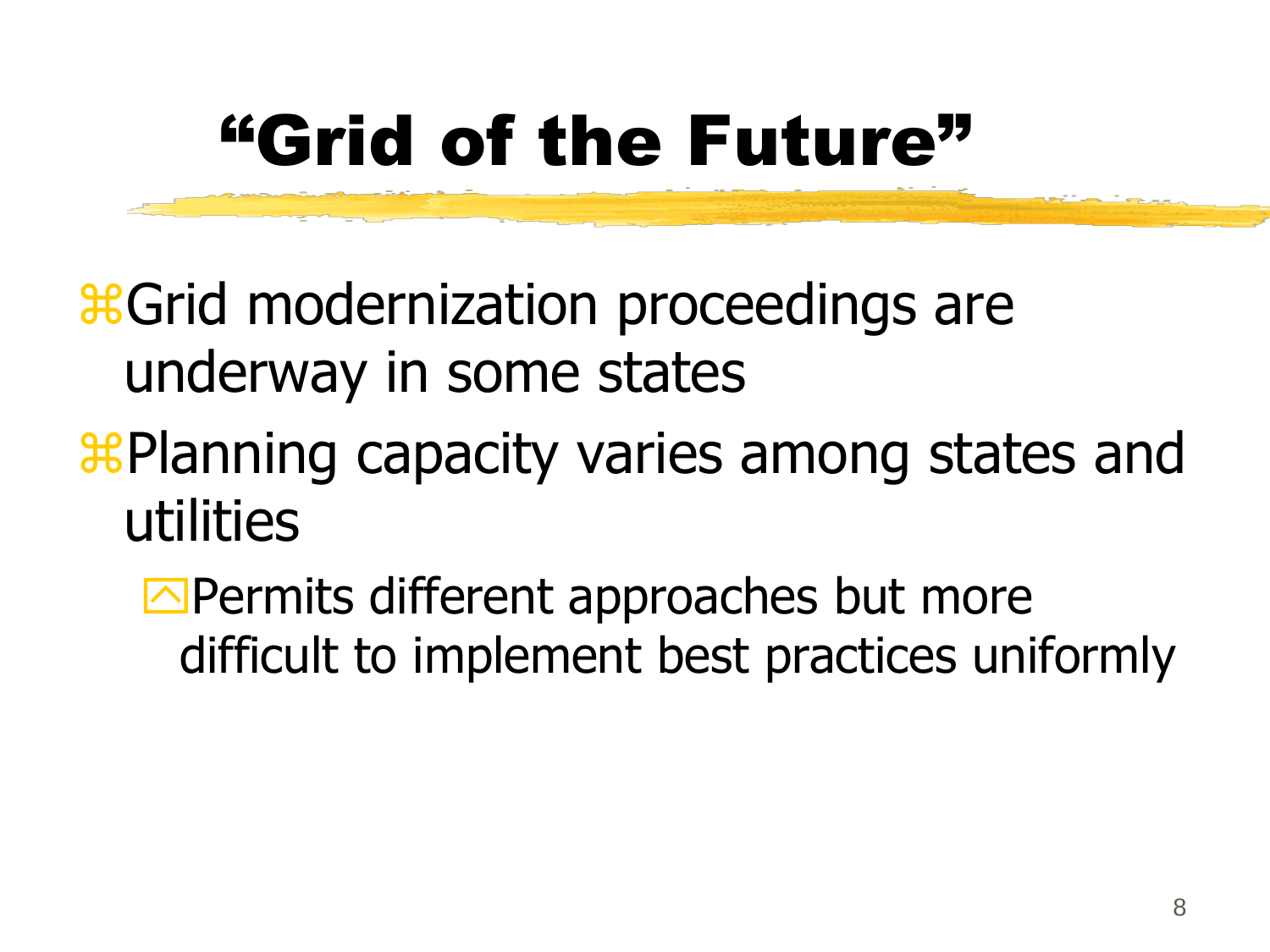# "Grid of the Future"

- Grid modernization proceedings are underway in some states
- Planning capacity varies among states and utilities
  - Permits different approaches but more difficult to implement best practices uniformly